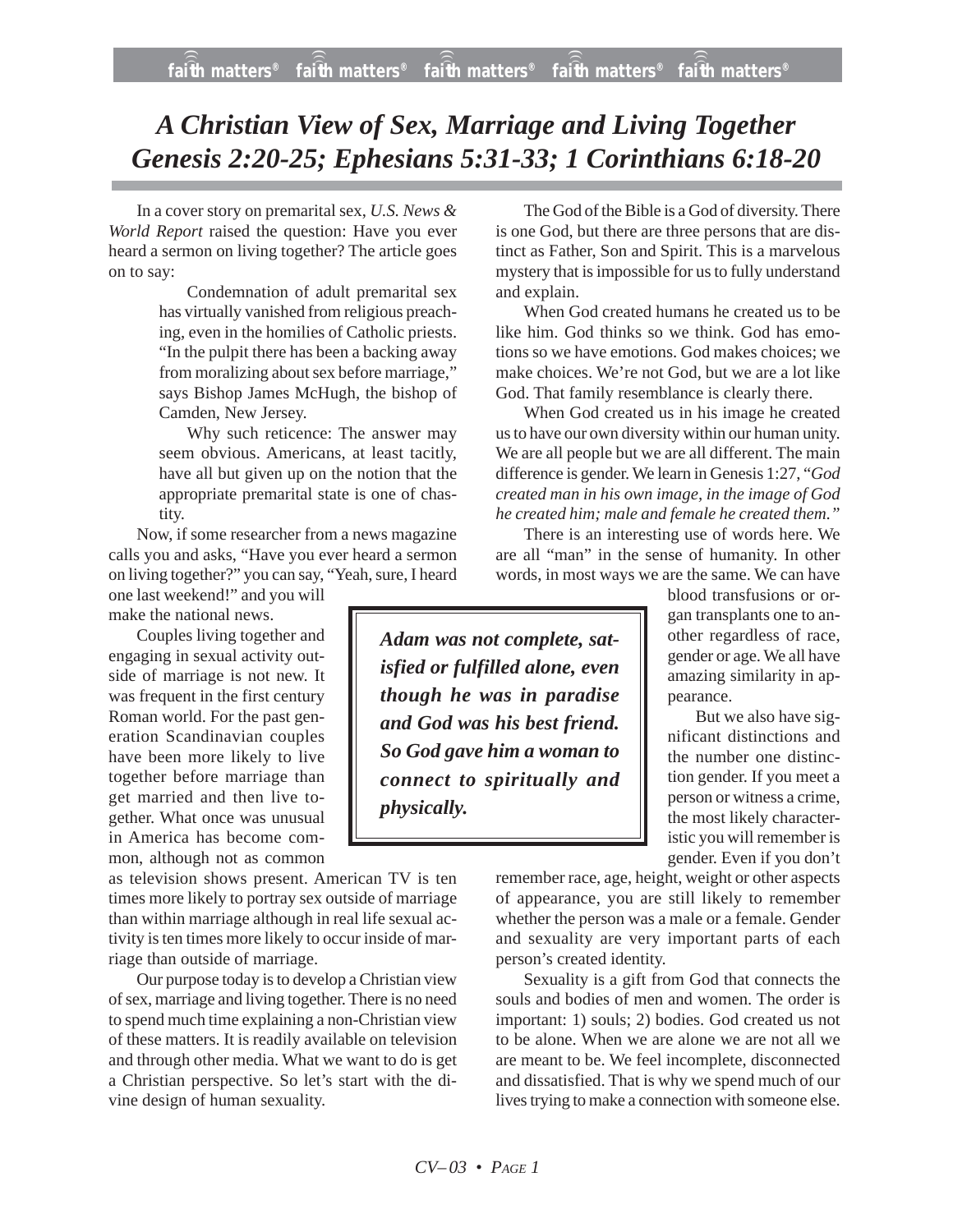# *A Christian View of Sex, Marriage and Living Together Genesis 2:20-25; Ephesians 5:31-33; 1 Corinthians 6:18-20*

In a cover story on premarital sex, *U.S. News & World Report* raised the question: Have you ever heard a sermon on living together? The article goes on to say:

> Condemnation of adult premarital sex has virtually vanished from religious preaching, even in the homilies of Catholic priests. "In the pulpit there has been a backing away from moralizing about sex before marriage," says Bishop James McHugh, the bishop of Camden, New Jersey.
>
> Why such reticence: The answer may seem obvious. Americans, at least tacitly, have all but given up on the notion that the appropriate premarital state is one of chastity.

Now, if some researcher from a news magazine calls you and asks, "Have you ever heard a sermon on living together?" you can say, "Yeah, sure, I heard one last weekend!" and you will make the national news.

Couples living together and engaging in sexual activity outside of marriage is not new. It was frequent in the first century Roman world. For the past generation Scandinavian couples have been more likely to live together before marriage than get married and then live together. What once was unusual in America has become common, although not as common as television shows present. American TV is ten times more likely to portray sex outside of marriage than within marriage although in real life sexual activity is ten times more likely to occur inside of marriage than outside of marriage.

Our purpose today is to develop a Christian view of sex, marriage and living together. There is no need to spend much time explaining a non-Christian view of these matters. It is readily available on television and through other media. What we want to do is get a Christian perspective. So let's start with the divine design of human sexuality.

The God of the Bible is a God of diversity. There is one God, but there are three persons that are distinct as Father, Son and Spirit. This is a marvelous mystery that is impossible for us to fully understand and explain.

When God created humans he created us to be like him. God thinks so we think. God has emotions so we have emotions. God makes choices; we make choices. We're not God, but we are a lot like God. That family resemblance is clearly there.

When God created us in his image he created us to have our own diversity within our human unity. We are all people but we are all different. The main difference is gender. We learn in Genesis 1:27, "*God created man in his own image, in the image of God he created him; male and female he created them.*"

There is an interesting use of words here. We are all "man" in the sense of humanity. In other words, in most ways we are the same. We can have blood transfusions or organ transplants one to another regardless of race, gender or age. We all have amazing similarity in appearance.

> ***Adam was not complete, satisfied or fulfilled alone, even though he was in paradise and God was his best friend. So God gave him a woman to connect to spiritually and physically.***

But we also have significant distinctions and the number one distinction gender. If you meet a person or witness a crime, the most likely characteristic you will remember is gender. Even if you don't remember race, age, height, weight or other aspects of appearance, you are still likely to remember whether the person was a male or a female. Gender and sexuality are very important parts of each person's created identity.

Sexuality is a gift from God that connects the souls and bodies of men and women. The order is important: 1) souls; 2) bodies. God created us not to be alone. When we are alone we are not all we are meant to be. We feel incomplete, disconnected and dissatisfied. That is why we spend much of our lives trying to make a connection with someone else.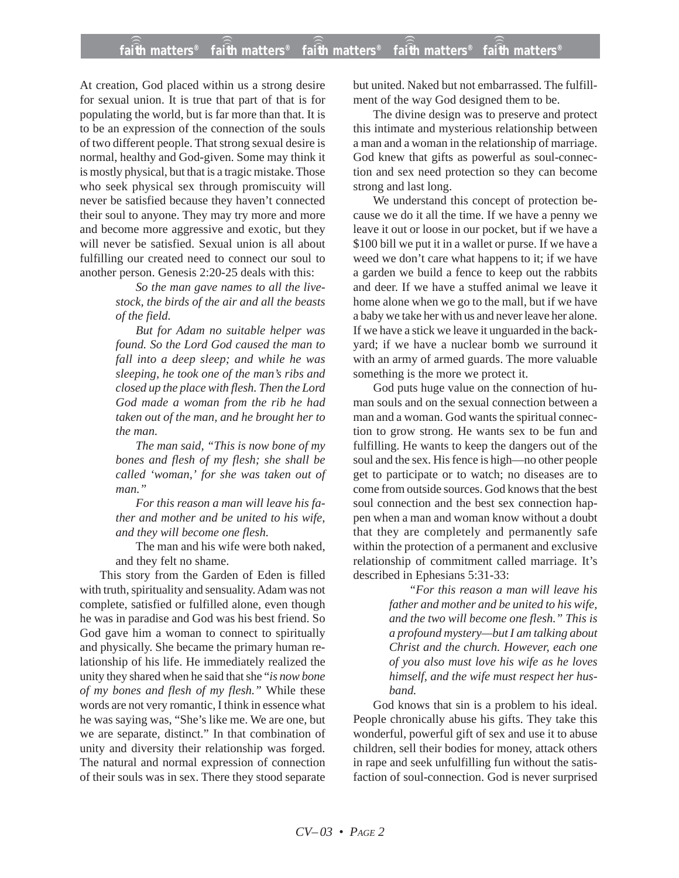At creation, God placed within us a strong desire for sexual union. It is true that part of that is for populating the world, but is far more than that. It is to be an expression of the connection of the souls of two different people. That strong sexual desire is normal, healthy and God-given. Some may think it is mostly physical, but that is a tragic mistake. Those who seek physical sex through promiscuity will never be satisfied because they haven't connected their soul to anyone. They may try more and more and become more aggressive and exotic, but they will never be satisfied. Sexual union is all about fulfilling our created need to connect our soul to another person. Genesis 2:20-25 deals with this:

> *So the man gave names to all the livestock, the birds of the air and all the beasts of the field.*
>
> *But for Adam no suitable helper was found. So the Lord God caused the man to fall into a deep sleep; and while he was sleeping, he took one of the man's ribs and closed up the place with flesh. Then the Lord God made a woman from the rib he had taken out of the man, and he brought her to the man.*
>
> *The man said, "This is now bone of my bones and flesh of my flesh; she shall be called 'woman,' for she was taken out of man."*
>
> *For this reason a man will leave his father and mother and be united to his wife, and they will become one flesh.*
>
> The man and his wife were both naked, and they felt no shame.

This story from the Garden of Eden is filled with truth, spirituality and sensuality. Adam was not complete, satisfied or fulfilled alone, even though he was in paradise and God was his best friend. So God gave him a woman to connect to spiritually and physically. She became the primary human relationship of his life. He immediately realized the unity they shared when he said that she "*is now bone of my bones and flesh of my flesh.*" While these words are not very romantic, I think in essence what he was saying was, "She's like me. We are one, but we are separate, distinct." In that combination of unity and diversity their relationship was forged. The natural and normal expression of connection of their souls was in sex. There they stood separate but united. Naked but not embarrassed. The fulfillment of the way God designed them to be.

The divine design was to preserve and protect this intimate and mysterious relationship between a man and a woman in the relationship of marriage. God knew that gifts as powerful as soul-connection and sex need protection so they can become strong and last long.

We understand this concept of protection because we do it all the time. If we have a penny we leave it out or loose in our pocket, but if we have a $100 bill we put it in a wallet or purse. If we have a weed we don't care what happens to it; if we have a garden we build a fence to keep out the rabbits and deer. If we have a stuffed animal we leave it home alone when we go to the mall, but if we have a baby we take her with us and never leave her alone. If we have a stick we leave it unguarded in the backyard; if we have a nuclear bomb we surround it with an army of armed guards. The more valuable something is the more we protect it.

God puts huge value on the connection of human souls and on the sexual connection between a man and a woman. God wants the spiritual connection to grow strong. He wants sex to be fun and fulfilling. He wants to keep the dangers out of the soul and the sex. His fence is high—no other people get to participate or to watch; no diseases are to come from outside sources. God knows that the best soul connection and the best sex connection happen when a man and woman know without a doubt that they are completely and permanently safe within the protection of a permanent and exclusive relationship of commitment called marriage. It's described in Ephesians 5:31-33:

> *"For this reason a man will leave his father and mother and be united to his wife, and the two will become one flesh." This is a profound mystery—but I am talking about Christ and the church. However, each one of you also must love his wife as he loves himself, and the wife must respect her husband.*

God knows that sin is a problem to his ideal. People chronically abuse his gifts. They take this wonderful, powerful gift of sex and use it to abuse children, sell their bodies for money, attack others in rape and seek unfulfilling fun without the satisfaction of soul-connection. God is never surprised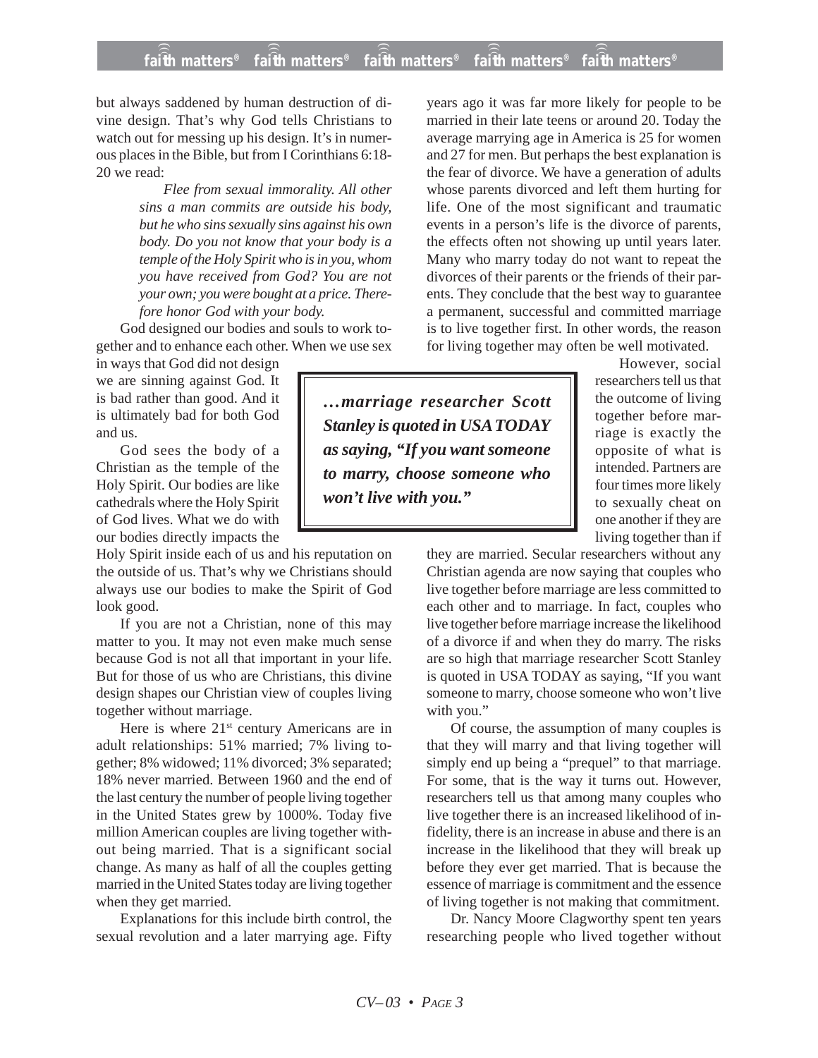but always saddened by human destruction of divine design. That's why God tells Christians to watch out for messing up his design. It's in numerous places in the Bible, but from I Corinthians 6:18-20 we read:

> *Flee from sexual immorality. All other sins a man commits are outside his body, but he who sins sexually sins against his own body. Do you not know that your body is a temple of the Holy Spirit who is in you, whom you have received from God? You are not your own; you were bought at a price. Therefore honor God with your body.*

God designed our bodies and souls to work together and to enhance each other. When we use sex in ways that God did not design we are sinning against God. It is bad rather than good. And it is ultimately bad for both God and us.

God sees the body of a Christian as the temple of the Holy Spirit. Our bodies are like cathedrals where the Holy Spirit of God lives. What we do with our bodies directly impacts the Holy Spirit inside each of us and his reputation on the outside of us. That's why we Christians should always use our bodies to make the Spirit of God look good.

If you are not a Christian, none of this may matter to you. It may not even make much sense because God is not all that important in your life. But for those of us who are Christians, this divine design shapes our Christian view of couples living together without marriage.

Here is where 21st century Americans are in adult relationships: 51% married; 7% living together; 8% widowed; 11% divorced; 3% separated; 18% never married. Between 1960 and the end of the last century the number of people living together in the United States grew by 1000%. Today five million American couples are living together without being married. That is a significant social change. As many as half of all the couples getting married in the United States today are living together when they get married.

Explanations for this include birth control, the sexual revolution and a later marrying age. Fifty years ago it was far more likely for people to be married in their late teens or around 20. Today the average marrying age in America is 25 for women and 27 for men. But perhaps the best explanation is the fear of divorce. We have a generation of adults whose parents divorced and left them hurting for life. One of the most significant and traumatic events in a person's life is the divorce of parents, the effects often not showing up until years later. Many who marry today do not want to repeat the divorces of their parents or the friends of their parents. They conclude that the best way to guarantee a permanent, successful and committed marriage is to live together first. In other words, the reason for living together may often be well motivated.

> ***…marriage researcher Scott Stanley is quoted in USA TODAY as saying, "If you want someone to marry, choose someone who won't live with you."***

However, social researchers tell us that the outcome of living together before marriage is exactly the opposite of what is intended. Partners are four times more likely to sexually cheat on one another if they are living together than if they are married. Secular researchers without any Christian agenda are now saying that couples who live together before marriage are less committed to each other and to marriage. In fact, couples who live together before marriage increase the likelihood of a divorce if and when they do marry. The risks are so high that marriage researcher Scott Stanley is quoted in USA TODAY as saying, "If you want someone to marry, choose someone who won't live with you."

Of course, the assumption of many couples is that they will marry and that living together will simply end up being a "prequel" to that marriage. For some, that is the way it turns out. However, researchers tell us that among many couples who live together there is an increased likelihood of infidelity, there is an increase in abuse and there is an increase in the likelihood that they will break up before they ever get married. That is because the essence of marriage is commitment and the essence of living together is not making that commitment.

Dr. Nancy Moore Clagworthy spent ten years researching people who lived together without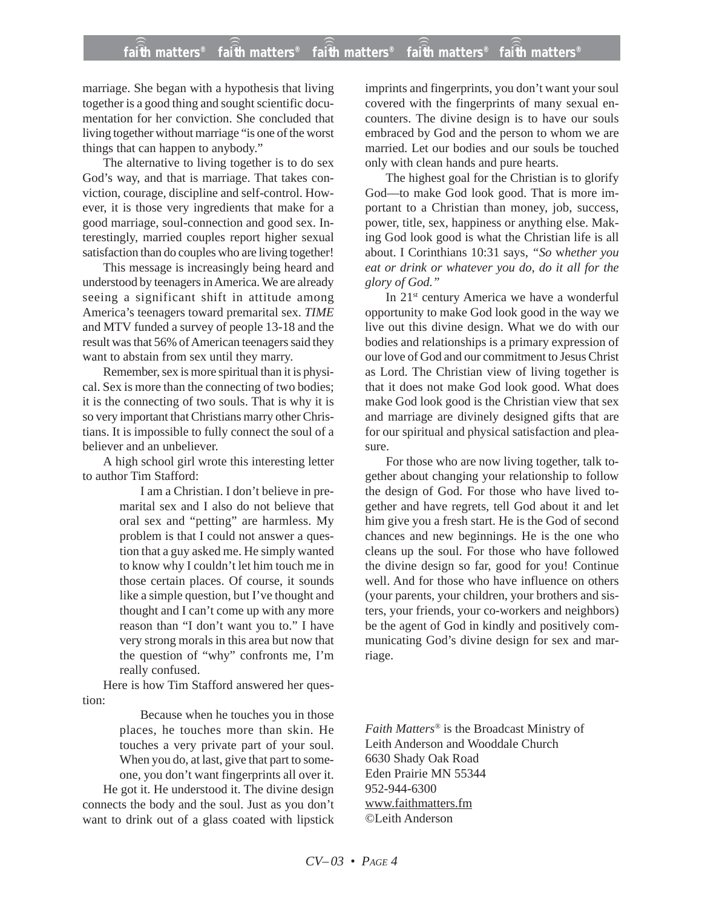marriage. She began with a hypothesis that living together is a good thing and sought scientific documentation for her conviction. She concluded that living together without marriage "is one of the worst things that can happen to anybody."

The alternative to living together is to do sex God's way, and that is marriage. That takes conviction, courage, discipline and self-control. However, it is those very ingredients that make for a good marriage, soul-connection and good sex. Interestingly, married couples report higher sexual satisfaction than do couples who are living together!

This message is increasingly being heard and understood by teenagers in America. We are already seeing a significant shift in attitude among America's teenagers toward premarital sex. *TIME* and MTV funded a survey of people 13-18 and the result was that 56% of American teenagers said they want to abstain from sex until they marry.

Remember, sex is more spiritual than it is physical. Sex is more than the connecting of two bodies; it is the connecting of two souls. That is why it is so very important that Christians marry other Christians. It is impossible to fully connect the soul of a believer and an unbeliever.

A high school girl wrote this interesting letter to author Tim Stafford:

> I am a Christian. I don't believe in premarital sex and I also do not believe that oral sex and "petting" are harmless. My problem is that I could not answer a question that a guy asked me. He simply wanted to know why I couldn't let him touch me in those certain places. Of course, it sounds like a simple question, but I've thought and thought and I can't come up with any more reason than "I don't want you to." I have very strong morals in this area but now that the question of "why" confronts me, I'm really confused.

Here is how Tim Stafford answered her question:

> Because when he touches you in those places, he touches more than skin. He touches a very private part of your soul. When you do, at last, give that part to someone, you don't want fingerprints all over it.

He got it. He understood it. The divine design connects the body and the soul. Just as you don't want to drink out of a glass coated with lipstick imprints and fingerprints, you don't want your soul covered with the fingerprints of many sexual encounters. The divine design is to have our souls embraced by God and the person to whom we are married. Let our bodies and our souls be touched only with clean hands and pure hearts.

The highest goal for the Christian is to glorify God—to make God look good. That is more important to a Christian than money, job, success, power, title, sex, happiness or anything else. Making God look good is what the Christian life is all about. I Corinthians 10:31 says, *"So whether you eat or drink or whatever you do, do it all for the glory of God."*

In 21st century America we have a wonderful opportunity to make God look good in the way we live out this divine design. What we do with our bodies and relationships is a primary expression of our love of God and our commitment to Jesus Christ as Lord. The Christian view of living together is that it does not make God look good. What does make God look good is the Christian view that sex and marriage are divinely designed gifts that are for our spiritual and physical satisfaction and pleasure.

For those who are now living together, talk together about changing your relationship to follow the design of God. For those who have lived together and have regrets, tell God about it and let him give you a fresh start. He is the God of second chances and new beginnings. He is the one who cleans up the soul. For those who have followed the divine design so far, good for you! Continue well. And for those who have influence on others (your parents, your children, your brothers and sisters, your friends, your co-workers and neighbors) be the agent of God in kindly and positively communicating God's divine design for sex and marriage.

*Faith Matters®* is the Broadcast Ministry of
Leith Anderson and Wooddale Church
6630 Shady Oak Road
Eden Prairie MN 55344
952-944-6300
www.faithmatters.fm
©Leith Anderson